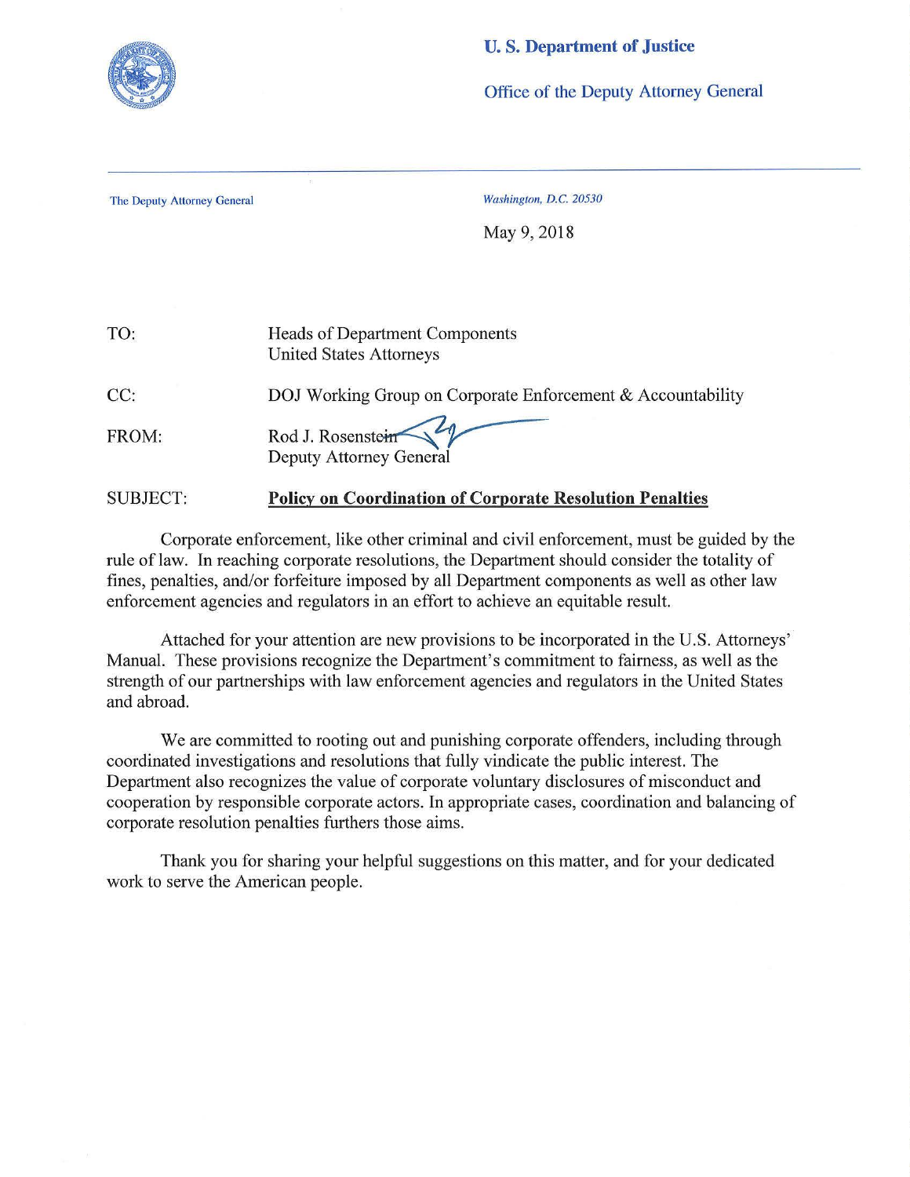**U. S. Department of Justice**

Office of the Deputy Attorney General

The Deputy Attorney General

*Washington, D.C. 20530*

May 9, 2018

TO: Heads of Department Components
United States Attorneys

CC: DOJ Working Group on Corporate Enforcement & Accountability

FROM: Rod J. Rosenstein
Deputy Attorney General

SUBJECT: **Policy on Coordination of Corporate Resolution Penalties**

Corporate enforcement, like other criminal and civil enforcement, must be guided by the rule of law. In reaching corporate resolutions, the Department should consider the totality of fines, penalties, and/or forfeiture imposed by all Department components as well as other law enforcement agencies and regulators in an effort to achieve an equitable result.

Attached for your attention are new provisions to be incorporated in the U.S. Attorneys' Manual. These provisions recognize the Department's commitment to fairness, as well as the strength of our partnerships with law enforcement agencies and regulators in the United States and abroad.

We are committed to rooting out and punishing corporate offenders, including through coordinated investigations and resolutions that fully vindicate the public interest. The Department also recognizes the value of corporate voluntary disclosures of misconduct and cooperation by responsible corporate actors. In appropriate cases, coordination and balancing of corporate resolution penalties furthers those aims.

Thank you for sharing your helpful suggestions on this matter, and for your dedicated work to serve the American people.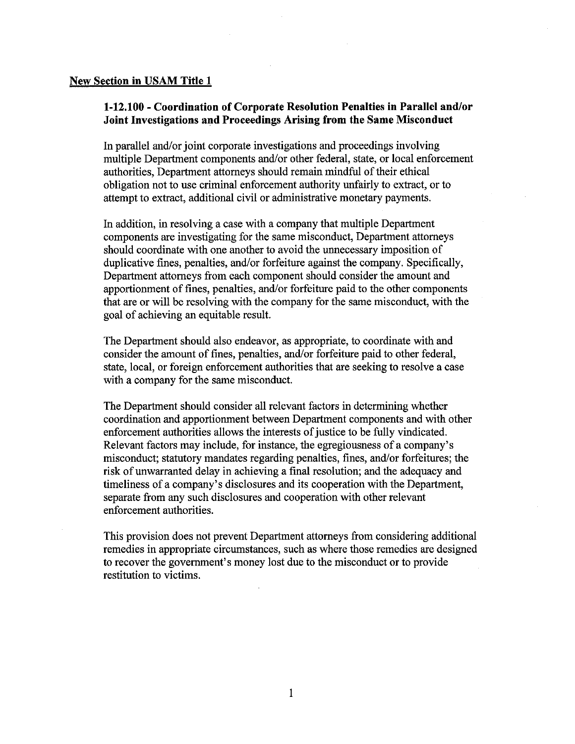**<u>New Section in USAM Title 1</u>**

### 1-12.100 - Coordination of Corporate Resolution Penalties in Parallel and/or Joint Investigations and Proceedings Arising from the Same Misconduct

In parallel and/or joint corporate investigations and proceedings involving multiple Department components and/or other federal, state, or local enforcement authorities, Department attorneys should remain mindful of their ethical obligation not to use criminal enforcement authority unfairly to extract, or to attempt to extract, additional civil or administrative monetary payments.

In addition, in resolving a case with a company that multiple Department components are investigating for the same misconduct, Department attorneys should coordinate with one another to avoid the unnecessary imposition of duplicative fines, penalties, and/or forfeiture against the company. Specifically, Department attorneys from each component should consider the amount and apportionment of fines, penalties, and/or forfeiture paid to the other components that are or will be resolving with the company for the same misconduct, with the goal of achieving an equitable result.

The Department should also endeavor, as appropriate, to coordinate with and consider the amount of fines, penalties, and/or forfeiture paid to other federal, state, local, or foreign enforcement authorities that are seeking to resolve a case with a company for the same misconduct.

The Department should consider all relevant factors in determining whether coordination and apportionment between Department components and with other enforcement authorities allows the interests of justice to be fully vindicated. Relevant factors may include, for instance, the egregiousness of a company's misconduct; statutory mandates regarding penalties, fines, and/or forfeitures; the risk of unwarranted delay in achieving a final resolution; and the adequacy and timeliness of a company's disclosures and its cooperation with the Department, separate from any such disclosures and cooperation with other relevant enforcement authorities.

This provision does not prevent Department attorneys from considering additional remedies in appropriate circumstances, such as where those remedies are designed to recover the government's money lost due to the misconduct or to provide restitution to victims.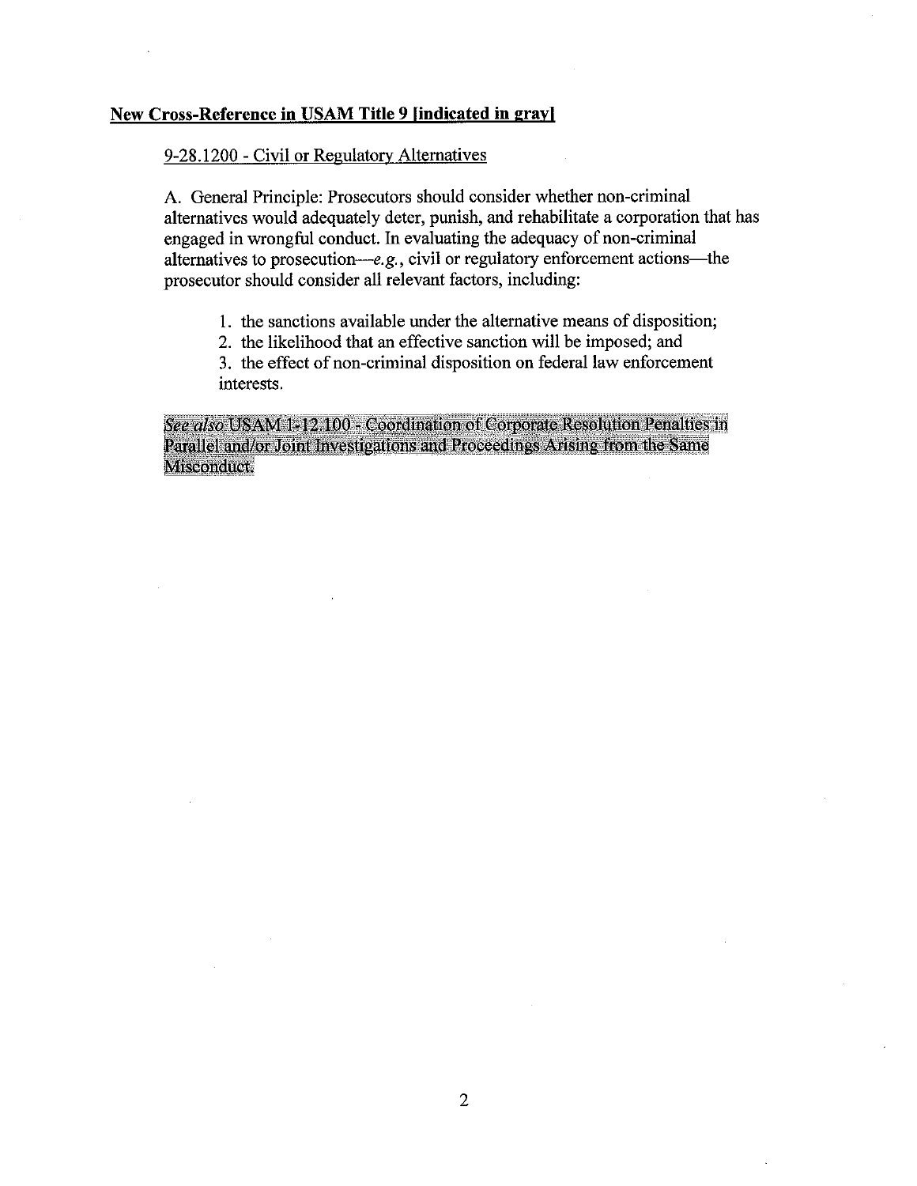**New Cross-Reference in USAM Title 9 [indicated in gray]**

9-28.1200 - Civil or Regulatory Alternatives

A. General Principle: Prosecutors should consider whether non-criminal alternatives would adequately deter, punish, and rehabilitate a corporation that has engaged in wrongful conduct. In evaluating the adequacy of non-criminal alternatives to prosecution—*e.g.*, civil or regulatory enforcement actions—the prosecutor should consider all relevant factors, including:

1. the sanctions available under the alternative means of disposition;
2. the likelihood that an effective sanction will be imposed; and
3. the effect of non-criminal disposition on federal law enforcement interests.

*See also* USAM 1-12.100 - Coordination of Corporate Resolution Penalties in Parallel and/or Joint Investigations and Proceedings Arising from the Same Misconduct.